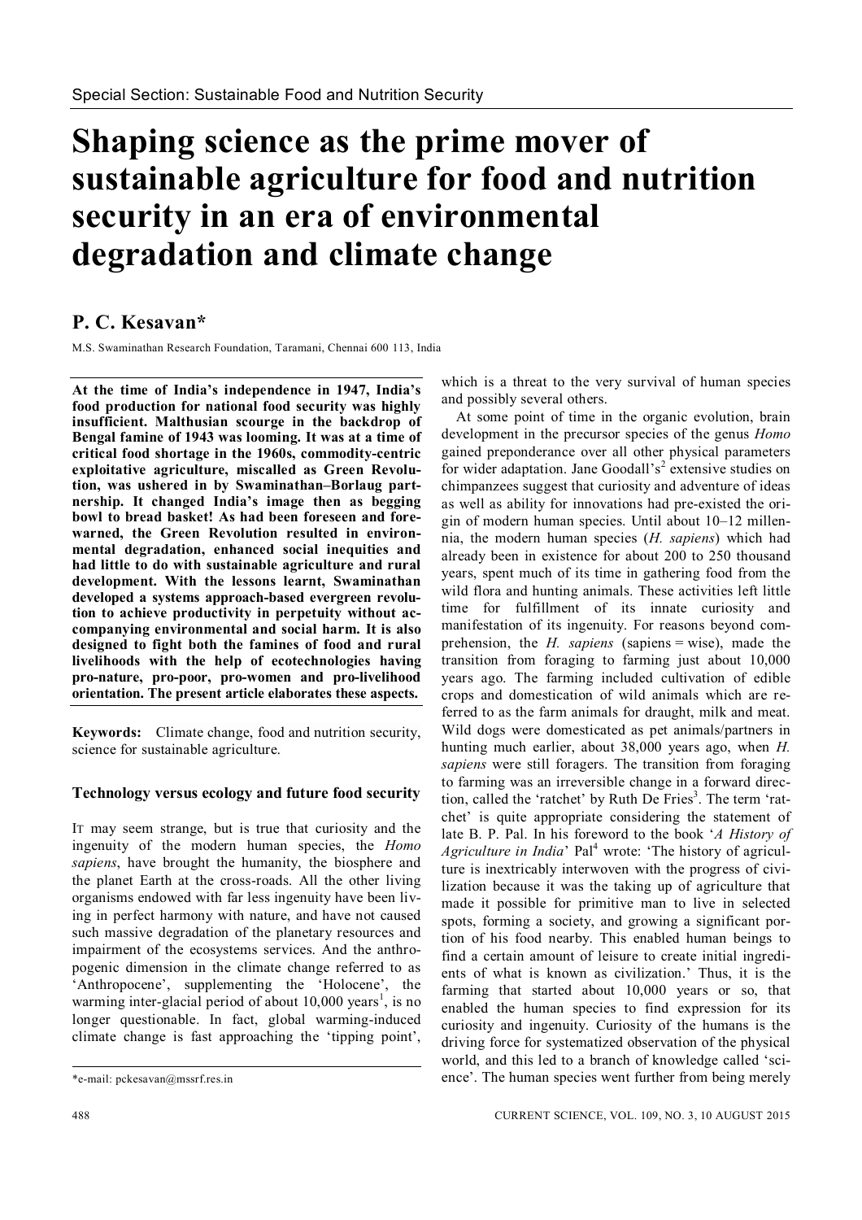Special Section: Sustainable Food and Nutrition Security

# Shaping science as the prime mover of sustainable agriculture for food and nutrition security in an era of environmental degradation and climate change

## P. C. Kesavan*

M.S. Swaminathan Research Foundation, Taramani, Chennai 600 113, India

**At the time of India's independence in 1947, India's food production for national food security was highly insufficient. Malthusian scourge in the backdrop of Bengal famine of 1943 was looming. It was at a time of critical food shortage in the 1960s, commodity-centric exploitative agriculture, miscalled as Green Revolution, was ushered in by Swaminathan–Borlaug partnership. It changed India's image then as begging bowl to bread basket! As had been foreseen and forewarned, the Green Revolution resulted in environmental degradation, enhanced social inequities and had little to do with sustainable agriculture and rural development. With the lessons learnt, Swaminathan developed a systems approach-based evergreen revolution to achieve productivity in perpetuity without accompanying environmental and social harm. It is also designed to fight both the famines of food and rural livelihoods with the help of ecotechnologies having pro-nature, pro-poor, pro-women and pro-livelihood orientation. The present article elaborates these aspects.**

**Keywords:** Climate change, food and nutrition security, science for sustainable agriculture.

### Technology versus ecology and future food security

IT may seem strange, but is true that curiosity and the ingenuity of the modern human species, the *Homo sapiens*, have brought the humanity, the biosphere and the planet Earth at the cross-roads. All the other living organisms endowed with far less ingenuity have been living in perfect harmony with nature, and have not caused such massive degradation of the planetary resources and impairment of the ecosystems services. And the anthropogenic dimension in the climate change referred to as 'Anthropocene', supplementing the 'Holocene', the warming inter-glacial period of about 10,000 years[1], is no longer questionable. In fact, global warming-induced climate change is fast approaching the 'tipping point', which is a threat to the very survival of human species and possibly several others.

At some point of time in the organic evolution, brain development in the precursor species of the genus *Homo* gained preponderance over all other physical parameters for wider adaptation. Jane Goodall's[2] extensive studies on chimpanzees suggest that curiosity and adventure of ideas as well as ability for innovations had pre-existed the origin of modern human species. Until about 10–12 millennia, the modern human species (*H. sapiens*) which had already been in existence for about 200 to 250 thousand years, spent much of its time in gathering food from the wild flora and hunting animals. These activities left little time for fulfillment of its innate curiosity and manifestation of its ingenuity. For reasons beyond comprehension, the *H. sapiens* (sapiens = wise), made the transition from foraging to farming just about 10,000 years ago. The farming included cultivation of edible crops and domestication of wild animals which are referred to as the farm animals for draught, milk and meat. Wild dogs were domesticated as pet animals/partners in hunting much earlier, about 38,000 years ago, when *H. sapiens* were still foragers. The transition from foraging to farming was an irreversible change in a forward direction, called the 'ratchet' by Ruth De Fries[3]. The term 'ratchet' is quite appropriate considering the statement of late B. P. Pal. In his foreword to the book '*A History of Agriculture in India*' Pal[4] wrote: 'The history of agriculture is inextricably interwoven with the progress of civilization because it was the taking up of agriculture that made it possible for primitive man to live in selected spots, forming a society, and growing a significant portion of his food nearby. This enabled human beings to find a certain amount of leisure to create initial ingredients of what is known as civilization.' Thus, it is the farming that started about 10,000 years or so, that enabled the human species to find expression for its curiosity and ingenuity. Curiosity of the humans is the driving force for systematized observation of the physical world, and this led to a branch of knowledge called 'science'. The human species went further from being merely

*e-mail: pckesavan@mssrf.res.in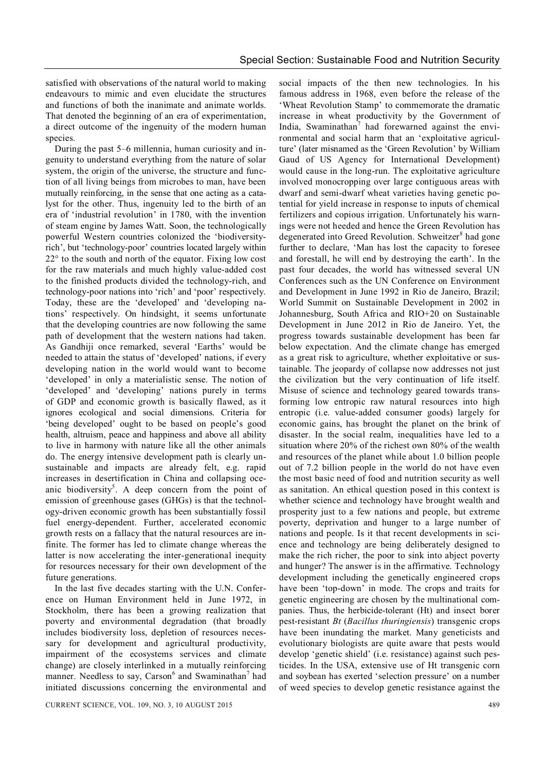satisfied with observations of the natural world to making endeavours to mimic and even elucidate the structures and functions of both the inanimate and animate worlds. That denoted the beginning of an era of experimentation, a direct outcome of the ingenuity of the modern human species.

During the past 5–6 millennia, human curiosity and ingenuity to understand everything from the nature of solar system, the origin of the universe, the structure and function of all living beings from microbes to man, have been mutually reinforcing, in the sense that one acting as a catalyst for the other. Thus, ingenuity led to the birth of an era of 'industrial revolution' in 1780, with the invention of steam engine by James Watt. Soon, the technologically powerful Western countries colonized the 'biodiversity-rich', but 'technology-poor' countries located largely within 22° to the south and north of the equator. Fixing low cost for the raw materials and much highly value-added cost to the finished products divided the technology-rich, and technology-poor nations into 'rich' and 'poor' respectively. Today, these are the 'developed' and 'developing nations' respectively. On hindsight, it seems unfortunate that the developing countries are now following the same path of development that the western nations had taken. As Gandhiji once remarked, several 'Earths' would be needed to attain the status of 'developed' nations, if every developing nation in the world would want to become 'developed' in only a materialistic sense. The notion of 'developed' and 'developing' nations purely in terms of GDP and economic growth is basically flawed, as it ignores ecological and social dimensions. Criteria for 'being developed' ought to be based on people's good health, altruism, peace and happiness and above all ability to live in harmony with nature like all the other animals do. The energy intensive development path is clearly unsustainable and impacts are already felt, e.g. rapid increases in desertification in China and collapsing oceanic biodiversity[5]. A deep concern from the point of emission of greenhouse gases (GHGs) is that the technology-driven economic growth has been substantially fossil fuel energy-dependent. Further, accelerated economic growth rests on a fallacy that the natural resources are infinite. The former has led to climate change whereas the latter is now accelerating the inter-generational inequity for resources necessary for their own development of the future generations.

In the last five decades starting with the U.N. Conference on Human Environment held in June 1972, in Stockholm, there has been a growing realization that poverty and environmental degradation (that broadly includes biodiversity loss, depletion of resources necessary for development and agricultural productivity, impairment of the ecosystems services and climate change) are closely interlinked in a mutually reinforcing manner. Needless to say, Carson[6] and Swaminathan[7] had initiated discussions concerning the environmental and social impacts of the then new technologies. In his famous address in 1968, even before the release of the 'Wheat Revolution Stamp' to commemorate the dramatic increase in wheat productivity by the Government of India, Swaminathan[7] had forewarned against the environmental and social harm that an 'exploitative agriculture' (later misnamed as the 'Green Revolution' by William Gaud of US Agency for International Development) would cause in the long-run. The exploitative agriculture involved monocropping over large contiguous areas with dwarf and semi-dwarf wheat varieties having genetic potential for yield increase in response to inputs of chemical fertilizers and copious irrigation. Unfortunately his warnings were not heeded and hence the Green Revolution has degenerated into Greed Revolution. Schweitzer[8] had gone further to declare, 'Man has lost the capacity to foresee and forestall, he will end by destroying the earth'. In the past four decades, the world has witnessed several UN Conferences such as the UN Conference on Environment and Development in June 1992 in Rio de Janeiro, Brazil; World Summit on Sustainable Development in 2002 in Johannesburg, South Africa and RIO+20 on Sustainable Development in June 2012 in Rio de Janeiro. Yet, the progress towards sustainable development has been far below expectation. And the climate change has emerged as a great risk to agriculture, whether exploitative or sustainable. The jeopardy of collapse now addresses not just the civilization but the very continuation of life itself. Misuse of science and technology geared towards transforming low entropic raw natural resources into high entropic (i.e. value-added consumer goods) largely for economic gains, has brought the planet on the brink of disaster. In the social realm, inequalities have led to a situation where 20% of the richest own 80% of the wealth and resources of the planet while about 1.0 billion people out of 7.2 billion people in the world do not have even the most basic need of food and nutrition security as well as sanitation. An ethical question posed in this context is whether science and technology have brought wealth and prosperity just to a few nations and people, but extreme poverty, deprivation and hunger to a large number of nations and people. Is it that recent developments in science and technology are being deliberately designed to make the rich richer, the poor to sink into abject poverty and hunger? The answer is in the affirmative. Technology development including the genetically engineered crops have been 'top-down' in mode. The crops and traits for genetic engineering are chosen by the multinational companies. Thus, the herbicide-tolerant (Ht) and insect borer pest-resistant *Bt* (*Bacillus thuringiensis*) transgenic crops have been inundating the market. Many geneticists and evolutionary biologists are quite aware that pests would develop 'genetic shield' (i.e. resistance) against such pesticides. In the USA, extensive use of Ht transgenic corn and soybean has exerted 'selection pressure' on a number of weed species to develop genetic resistance against the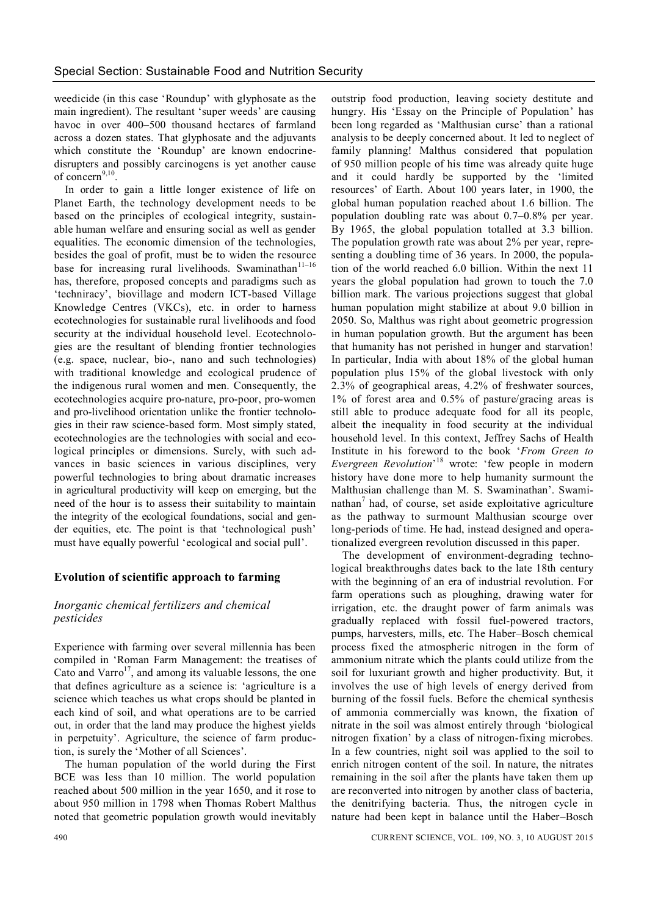weedicide (in this case 'Roundup' with glyphosate as the main ingredient). The resultant 'super weeds' are causing havoc in over 400–500 thousand hectares of farmland across a dozen states. That glyphosate and the adjuvants which constitute the 'Roundup' are known endocrine-disrupters and possibly carcinogens is yet another cause of concern[9,10].

In order to gain a little longer existence of life on Planet Earth, the technology development needs to be based on the principles of ecological integrity, sustainable human welfare and ensuring social as well as gender equalities. The economic dimension of the technologies, besides the goal of profit, must be to widen the resource base for increasing rural livelihoods. Swaminathan[11–16] has, therefore, proposed concepts and paradigms such as 'technicracy', biovillage and modern ICT-based Village Knowledge Centres (VKCs), etc. in order to harness ecotechnologies for sustainable rural livelihoods and food security at the individual household level. Ecotechnologies are the resultant of blending frontier technologies (e.g. space, nuclear, bio-, nano and such technologies) with traditional knowledge and ecological prudence of the indigenous rural women and men. Consequently, the ecotechnologies acquire pro-nature, pro-poor, pro-women and pro-livelihood orientation unlike the frontier technologies in their raw science-based form. Most simply stated, ecotechnologies are the technologies with social and ecological principles or dimensions. Surely, with such advances in basic sciences in various disciplines, very powerful technologies to bring about dramatic increases in agricultural productivity will keep on emerging, but the need of the hour is to assess their suitability to maintain the integrity of the ecological foundations, social and gender equities, etc. The point is that 'technological push' must have equally powerful 'ecological and social pull'.

## Evolution of scientific approach to farming

### *Inorganic chemical fertilizers and chemical pesticides*

Experience with farming over several millennia has been compiled in 'Roman Farm Management: the treatises of Cato and Varro[17], and among its valuable lessons, the one that defines agriculture as a science is: 'agriculture is a science which teaches us what crops should be planted in each kind of soil, and what operations are to be carried out, in order that the land may produce the highest yields in perpetuity'. Agriculture, the science of farm production, is surely the 'Mother of all Sciences'.

The human population of the world during the First BCE was less than 10 million. The world population reached about 500 million in the year 1650, and it rose to about 950 million in 1798 when Thomas Robert Malthus noted that geometric population growth would inevitably outstrip food production, leaving society destitute and hungry. His 'Essay on the Principle of Population' has been long regarded as 'Malthusian curse' than a rational analysis to be deeply concerned about. It led to neglect of family planning! Malthus considered that population of 950 million people of his time was already quite huge and it could hardly be supported by the 'limited resources' of Earth. About 100 years later, in 1900, the global human population reached about 1.6 billion. The population doubling rate was about 0.7–0.8% per year. By 1965, the global population totalled at 3.3 billion. The population growth rate was about 2% per year, representing a doubling time of 36 years. In 2000, the population of the world reached 6.0 billion. Within the next 11 years the global population had grown to touch the 7.0 billion mark. The various projections suggest that global human population might stabilize at about 9.0 billion in 2050. So, Malthus was right about geometric progression in human population growth. But the argument has been that humanity has not perished in hunger and starvation! In particular, India with about 18% of the global human population plus 15% of the global livestock with only 2.3% of geographical areas, 4.2% of freshwater sources, 1% of forest area and 0.5% of pasture/gracing areas is still able to produce adequate food for all its people, albeit the inequality in food security at the individual household level. In this context, Jeffrey Sachs of Health Institute in his foreword to the book '*From Green to Evergreen Revolution*'[18] wrote: 'few people in modern history have done more to help humanity surmount the Malthusian challenge than M. S. Swaminathan'. Swaminathan[7] had, of course, set aside exploitative agriculture as the pathway to surmount Malthusian scourge over long-periods of time. He had, instead designed and operationalized evergreen revolution discussed in this paper.

The development of environment-degrading technological breakthroughs dates back to the late 18th century with the beginning of an era of industrial revolution. For farm operations such as ploughing, drawing water for irrigation, etc. the draught power of farm animals was gradually replaced with fossil fuel-powered tractors, pumps, harvesters, mills, etc. The Haber–Bosch chemical process fixed the atmospheric nitrogen in the form of ammonium nitrate which the plants could utilize from the soil for luxuriant growth and higher productivity. But, it involves the use of high levels of energy derived from burning of the fossil fuels. Before the chemical synthesis of ammonia commercially was known, the fixation of nitrate in the soil was almost entirely through 'biological nitrogen fixation' by a class of nitrogen-fixing microbes. In a few countries, night soil was applied to the soil to enrich nitrogen content of the soil. In nature, the nitrates remaining in the soil after the plants have taken them up are reconverted into nitrogen by another class of bacteria, the denitrifying bacteria. Thus, the nitrogen cycle in nature had been kept in balance until the Haber–Bosch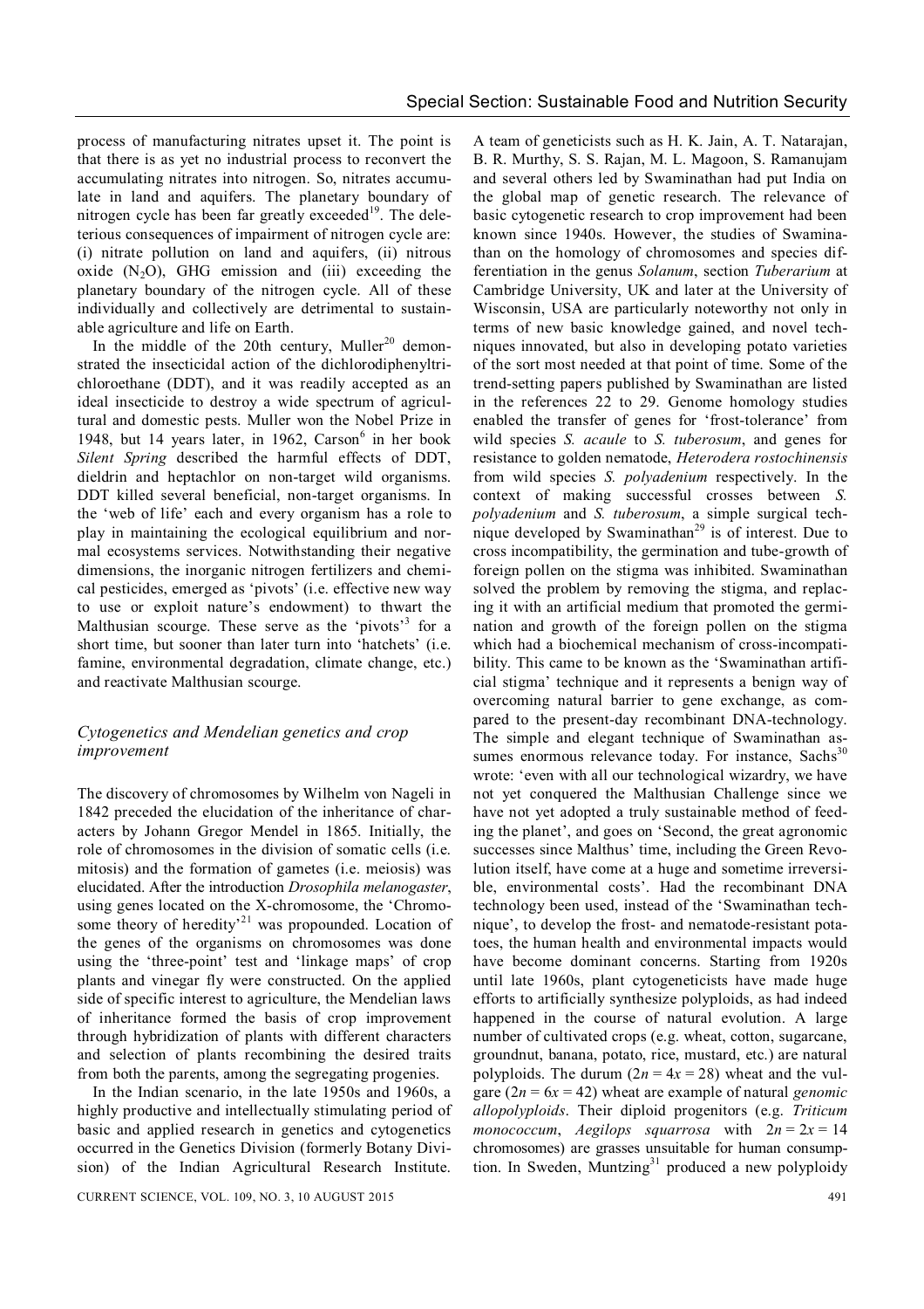process of manufacturing nitrates upset it. The point is that there is as yet no industrial process to reconvert the accumulating nitrates into nitrogen. So, nitrates accumulate in land and aquifers. The planetary boundary of nitrogen cycle has been far greatly exceeded[19]. The deleterious consequences of impairment of nitrogen cycle are: (i) nitrate pollution on land and aquifers, (ii) nitrous oxide ($N_2O$), GHG emission and (iii) exceeding the planetary boundary of the nitrogen cycle. All of these individually and collectively are detrimental to sustainable agriculture and life on Earth.

In the middle of the 20th century, Muller[20] demonstrated the insecticidal action of the dichlorodiphenyltrichloroethane (DDT), and it was readily accepted as an ideal insecticide to destroy a wide spectrum of agricultural and domestic pests. Muller won the Nobel Prize in 1948, but 14 years later, in 1962, Carson[6] in her book *Silent Spring* described the harmful effects of DDT, dieldrin and heptachlor on non-target wild organisms. DDT killed several beneficial, non-target organisms. In the 'web of life' each and every organism has a role to play in maintaining the ecological equilibrium and normal ecosystems services. Notwithstanding their negative dimensions, the inorganic nitrogen fertilizers and chemical pesticides, emerged as 'pivots' (i.e. effective new way to use or exploit nature's endowment) to thwart the Malthusian scourge. These serve as the 'pivots'[3] for a short time, but sooner than later turn into 'hatchets' (i.e. famine, environmental degradation, climate change, etc.) and reactivate Malthusian scourge.

### *Cytogenetics and Mendelian genetics and crop improvement*

The discovery of chromosomes by Wilhelm von Nageli in 1842 preceded the elucidation of the inheritance of characters by Johann Gregor Mendel in 1865. Initially, the role of chromosomes in the division of somatic cells (i.e. mitosis) and the formation of gametes (i.e. meiosis) was elucidated. After the introduction *Drosophila melanogaster*, using genes located on the X-chromosome, the 'Chromosome theory of heredity'[21] was propounded. Location of the genes of the organisms on chromosomes was done using the 'three-point' test and 'linkage maps' of crop plants and vinegar fly were constructed. On the applied side of specific interest to agriculture, the Mendelian laws of inheritance formed the basis of crop improvement through hybridization of plants with different characters and selection of plants recombining the desired traits from both the parents, among the segregating progenies.

In the Indian scenario, in the late 1950s and 1960s, a highly productive and intellectually stimulating period of basic and applied research in genetics and cytogenetics occurred in the Genetics Division (formerly Botany Division) of the Indian Agricultural Research Institute. A team of geneticists such as H. K. Jain, A. T. Natarajan, B. R. Murthy, S. S. Rajan, M. L. Magoon, S. Ramanujam and several others led by Swaminathan had put India on the global map of genetic research. The relevance of basic cytogenetic research to crop improvement had been known since 1940s. However, the studies of Swaminathan on the homology of chromosomes and species differentiation in the genus *Solanum*, section *Tuberarium* at Cambridge University, UK and later at the University of Wisconsin, USA are particularly noteworthy not only in terms of new basic knowledge gained, and novel techniques innovated, but also in developing potato varieties of the sort most needed at that point of time. Some of the trend-setting papers published by Swaminathan are listed in the references 22 to 29. Genome homology studies enabled the transfer of genes for 'frost-tolerance' from wild species *S. acaule* to *S. tuberosum*, and genes for resistance to golden nematode, *Heterodera rostochinensis* from wild species *S. polyadenium* respectively. In the context of making successful crosses between *S. polyadenium* and *S. tuberosum*, a simple surgical technique developed by Swaminathan[29] is of interest. Due to cross incompatibility, the germination and tube-growth of foreign pollen on the stigma was inhibited. Swaminathan solved the problem by removing the stigma, and replacing it with an artificial medium that promoted the germination and growth of the foreign pollen on the stigma which had a biochemical mechanism of cross-incompatibility. This came to be known as the 'Swaminathan artificial stigma' technique and it represents a benign way of overcoming natural barrier to gene exchange, as compared to the present-day recombinant DNA-technology. The simple and elegant technique of Swaminathan assumes enormous relevance today. For instance, Sachs[30] wrote: 'even with all our technological wizardry, we have not yet conquered the Malthusian Challenge since we have not yet adopted a truly sustainable method of feeding the planet', and goes on 'Second, the great agronomic successes since Malthus' time, including the Green Revolution itself, have come at a huge and sometime irreversible, environmental costs'. Had the recombinant DNA technology been used, instead of the 'Swaminathan technique', to develop the frost- and nematode-resistant potatoes, the human health and environmental impacts would have become dominant concerns. Starting from 1920s until late 1960s, plant cytogeneticists have made huge efforts to artificially synthesize polyploids, as had indeed happened in the course of natural evolution. A large number of cultivated crops (e.g. wheat, cotton, sugarcane, groundnut, banana, potato, rice, mustard, etc.) are natural polyploids. The durum ($2n = 4x = 28$) wheat and the vulgare ($2n = 6x = 42$) wheat are example of natural *genomic allopolyploids*. Their diploid progenitors (e.g. *Triticum monococcum*, *Aegilops squarrosa* with $2n = 2x = 14$ chromosomes) are grasses unsuitable for human consumption. In Sweden, Muntzing[31] produced a new polyploidy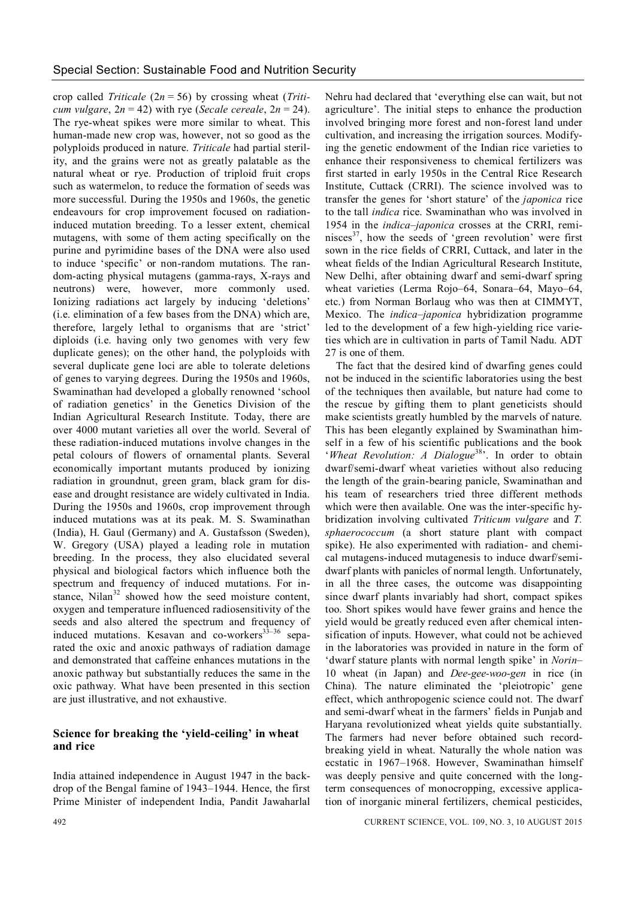crop called *Triticale* ($2n = 56$) by crossing wheat (*Triticum vulgare*, $2n = 42$) with rye (*Secale cereale*, $2n = 24$). The rye-wheat spikes were more similar to wheat. This human-made new crop was, however, not so good as the polyploids produced in nature. *Triticale* had partial sterility, and the grains were not as greatly palatable as the natural wheat or rye. Production of triploid fruit crops such as watermelon, to reduce the formation of seeds was more successful. During the 1950s and 1960s, the genetic endeavours for crop improvement focused on radiation-induced mutation breeding. To a lesser extent, chemical mutagens, with some of them acting specifically on the purine and pyrimidine bases of the DNA were also used to induce 'specific' or non-random mutations. The random-acting physical mutagens (gamma-rays, X-rays and neutrons) were, however, more commonly used. Ionizing radiations act largely by inducing 'deletions' (i.e. elimination of a few bases from the DNA) which are, therefore, largely lethal to organisms that are 'strict' diploids (i.e. having only two genomes with very few duplicate genes); on the other hand, the polyploids with several duplicate gene loci are able to tolerate deletions of genes to varying degrees. During the 1950s and 1960s, Swaminathan had developed a globally renowned 'school of radiation genetics' in the Genetics Division of the Indian Agricultural Research Institute. Today, there are over 4000 mutant varieties all over the world. Several of these radiation-induced mutations involve changes in the petal colours of flowers of ornamental plants. Several economically important mutants produced by ionizing radiation in groundnut, green gram, black gram for disease and drought resistance are widely cultivated in India. During the 1950s and 1960s, crop improvement through induced mutations was at its peak. M. S. Swaminathan (India), H. Gaul (Germany) and A. Gustafsson (Sweden), W. Gregory (USA) played a leading role in mutation breeding. In the process, they also elucidated several physical and biological factors which influence both the spectrum and frequency of induced mutations. For instance, Nilan[32] showed how the seed moisture content, oxygen and temperature influenced radiosensitivity of the seeds and also altered the spectrum and frequency of induced mutations. Kesavan and co-workers[33–36] separated the oxic and anoxic pathways of radiation damage and demonstrated that caffeine enhances mutations in the anoxic pathway but substantially reduces the same in the oxic pathway. What have been presented in this section are just illustrative, and not exhaustive.

## Science for breaking the 'yield-ceiling' in wheat and rice

India attained independence in August 1947 in the backdrop of the Bengal famine of 1943–1944. Hence, the first Prime Minister of independent India, Pandit Jawaharlal Nehru had declared that 'everything else can wait, but not agriculture'. The initial steps to enhance the production involved bringing more forest and non-forest land under cultivation, and increasing the irrigation sources. Modifying the genetic endowment of the Indian rice varieties to enhance their responsiveness to chemical fertilizers was first started in early 1950s in the Central Rice Research Institute, Cuttack (CRRI). The science involved was to transfer the genes for 'short stature' of the *japonica* rice to the tall *indica* rice. Swaminathan who was involved in 1954 in the *indica–japonica* crosses at the CRRI, reminisces[37], how the seeds of 'green revolution' were first sown in the rice fields of CRRI, Cuttack, and later in the wheat fields of the Indian Agricultural Research Institute, New Delhi, after obtaining dwarf and semi-dwarf spring wheat varieties (Lerma Rojo–64, Sonara–64, Mayo–64, etc.) from Norman Borlaug who was then at CIMMYT, Mexico. The *indica–japonica* hybridization programme led to the development of a few high-yielding rice varieties which are in cultivation in parts of Tamil Nadu. ADT 27 is one of them.

The fact that the desired kind of dwarfing genes could not be induced in the scientific laboratories using the best of the techniques then available, but nature had come to the rescue by gifting them to plant geneticists should make scientists greatly humbled by the marvels of nature. This has been elegantly explained by Swaminathan himself in a few of his scientific publications and the book '*Wheat Revolution: A Dialogue*[38]'. In order to obtain dwarf/semi-dwarf wheat varieties without also reducing the length of the grain-bearing panicle, Swaminathan and his team of researchers tried three different methods which were then available. One was the inter-specific hybridization involving cultivated *Triticum vulgare* and *T. sphaerococcum* (a short stature plant with compact spike). He also experimented with radiation- and chemical mutagens-induced mutagenesis to induce dwarf/semi-dwarf plants with panicles of normal length. Unfortunately, in all the three cases, the outcome was disappointing since dwarf plants invariably had short, compact spikes too. Short spikes would have fewer grains and hence the yield would be greatly reduced even after chemical intensification of inputs. However, what could not be achieved in the laboratories was provided in nature in the form of 'dwarf stature plants with normal length spike' in *Norin–10* wheat (in Japan) and *Dee-gee-woo-gen* in rice (in China). The nature eliminated the 'pleiotropic' gene effect, which anthropogenic science could not. The dwarf and semi-dwarf wheat in the farmers' fields in Punjab and Haryana revolutionized wheat yields quite substantially. The farmers had never before obtained such record-breaking yield in wheat. Naturally the whole nation was ecstatic in 1967–1968. However, Swaminathan himself was deeply pensive and quite concerned with the long-term consequences of monocropping, excessive application of inorganic mineral fertilizers, chemical pesticides,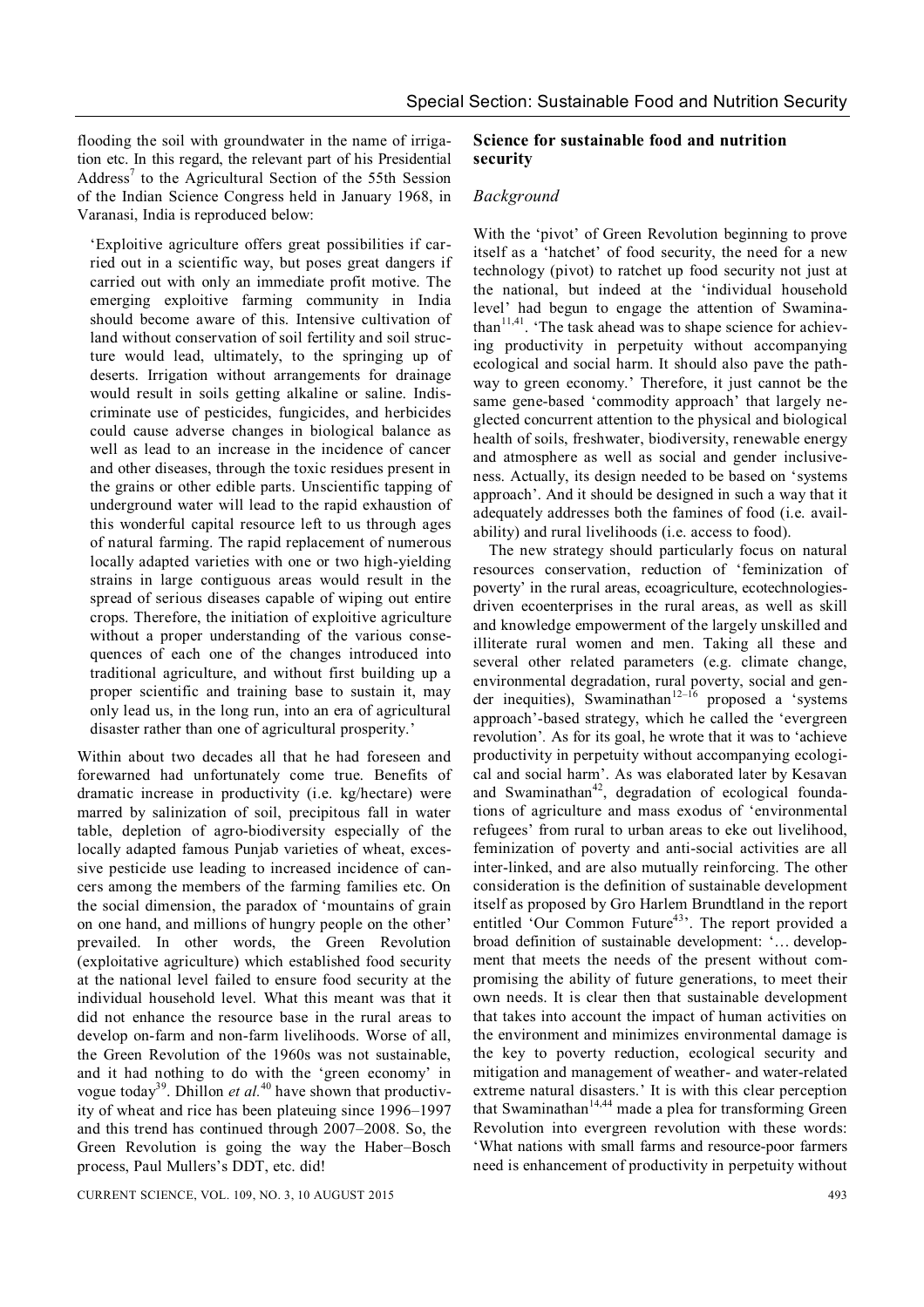flooding the soil with groundwater in the name of irrigation etc. In this regard, the relevant part of his Presidential Address[7] to the Agricultural Section of the 55th Session of the Indian Science Congress held in January 1968, in Varanasi, India is reproduced below:

> 'Exploitive agriculture offers great possibilities if carried out in a scientific way, but poses great dangers if carried out with only an immediate profit motive. The emerging exploitive farming community in India should become aware of this. Intensive cultivation of land without conservation of soil fertility and soil structure would lead, ultimately, to the springing up of deserts. Irrigation without arrangements for drainage would result in soils getting alkaline or saline. Indiscriminate use of pesticides, fungicides, and herbicides could cause adverse changes in biological balance as well as lead to an increase in the incidence of cancer and other diseases, through the toxic residues present in the grains or other edible parts. Unscientific tapping of underground water will lead to the rapid exhaustion of this wonderful capital resource left to us through ages of natural farming. The rapid replacement of numerous locally adapted varieties with one or two high-yielding strains in large contiguous areas would result in the spread of serious diseases capable of wiping out entire crops. Therefore, the initiation of exploitive agriculture without a proper understanding of the various consequences of each one of the changes introduced into traditional agriculture, and without first building up a proper scientific and training base to sustain it, may only lead us, in the long run, into an era of agricultural disaster rather than one of agricultural prosperity.'

Within about two decades all that he had foreseen and forewarned had unfortunately come true. Benefits of dramatic increase in productivity (i.e. kg/hectare) were marred by salinization of soil, precipitous fall in water table, depletion of agro-biodiversity especially of the locally adapted famous Punjab varieties of wheat, excessive pesticide use leading to increased incidence of cancers among the members of the farming families etc. On the social dimension, the paradox of 'mountains of grain on one hand, and millions of hungry people on the other' prevailed. In other words, the Green Revolution (exploitative agriculture) which established food security at the national level failed to ensure food security at the individual household level. What this meant was that it did not enhance the resource base in the rural areas to develop on-farm and non-farm livelihoods. Worse of all, the Green Revolution of the 1960s was not sustainable, and it had nothing to do with the 'green economy' in vogue today[39]. Dhillon *et al.*[40] have shown that productivity of wheat and rice has been plateuing since 1996–1997 and this trend has continued through 2007–2008. So, the Green Revolution is going the way the Haber–Bosch process, Paul Mullers's DDT, etc. did!

## Science for sustainable food and nutrition security

### *Background*

With the 'pivot' of Green Revolution beginning to prove itself as a 'hatchet' of food security, the need for a new technology (pivot) to ratchet up food security not just at the national, but indeed at the 'individual household level' had begun to engage the attention of Swaminathan[11,41]. 'The task ahead was to shape science for achieving productivity in perpetuity without accompanying ecological and social harm. It should also pave the pathway to green economy.' Therefore, it just cannot be the same gene-based 'commodity approach' that largely neglected concurrent attention to the physical and biological health of soils, freshwater, biodiversity, renewable energy and atmosphere as well as social and gender inclusiveness. Actually, its design needed to be based on 'systems approach'. And it should be designed in such a way that it adequately addresses both the famines of food (i.e. availability) and rural livelihoods (i.e. access to food).

The new strategy should particularly focus on natural resources conservation, reduction of 'feminization of poverty' in the rural areas, ecoagriculture, ecotechnologies-driven ecoenterprises in the rural areas, as well as skill and knowledge empowerment of the largely unskilled and illiterate rural women and men. Taking all these and several other related parameters (e.g. climate change, environmental degradation, rural poverty, social and gender inequities), Swaminathan[12–16] proposed a 'systems approach'-based strategy, which he called the 'evergreen revolution'. As for its goal, he wrote that it was to 'achieve productivity in perpetuity without accompanying ecological and social harm'. As was elaborated later by Kesavan and Swaminathan[42], degradation of ecological foundations of agriculture and mass exodus of 'environmental refugees' from rural to urban areas to eke out livelihood, feminization of poverty and anti-social activities are all inter-linked, and are also mutually reinforcing. The other consideration is the definition of sustainable development itself as proposed by Gro Harlem Brundtland in the report entitled 'Our Common Future[43]'. The report provided a broad definition of sustainable development: '… development that meets the needs of the present without compromising the ability of future generations, to meet their own needs. It is clear then that sustainable development that takes into account the impact of human activities on the environment and minimizes environmental damage is the key to poverty reduction, ecological security and mitigation and management of weather- and water-related extreme natural disasters.' It is with this clear perception that Swaminathan[14,44] made a plea for transforming Green Revolution into evergreen revolution with these words: 'What nations with small farms and resource-poor farmers need is enhancement of productivity in perpetuity without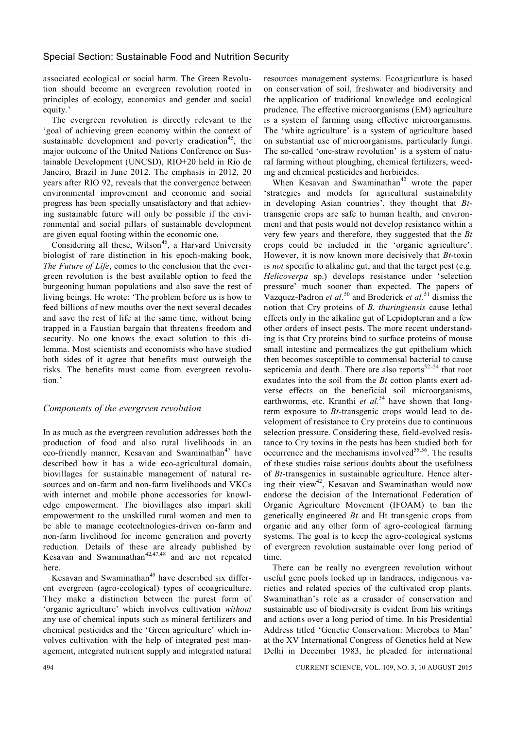associated ecological or social harm. The Green Revolution should become an evergreen revolution rooted in principles of ecology, economics and gender and social equity.'

The evergreen revolution is directly relevant to the 'goal of achieving green economy within the context of sustainable development and poverty eradication[45], the major outcome of the United Nations Conference on Sustainable Development (UNCSD), RIO+20 held in Rio de Janeiro, Brazil in June 2012. The emphasis in 2012, 20 years after RIO 92, reveals that the convergence between environmental improvement and economic and social progress has been specially unsatisfactory and that achieving sustainable future will only be possible if the environmental and social pillars of sustainable development are given equal footing within the economic one.

Considering all these, Wilson[46], a Harvard University biologist of rare distinction in his epoch-making book, *The Future of Life*, comes to the conclusion that the evergreen revolution is the best available option to feed the burgeoning human populations and also save the rest of living beings. He wrote: 'The problem before us is how to feed billions of new mouths over the next several decades and save the rest of life at the same time, without being trapped in a Faustian bargain that threatens freedom and security. No one knows the exact solution to this dilemma. Most scientists and economists who have studied both sides of it agree that benefits must outweigh the risks. The benefits must come from evergreen revolution.'

## *Components of the evergreen revolution*

In as much as the evergreen revolution addresses both the production of food and also rural livelihoods in an eco-friendly manner, Kesavan and Swaminathan[47] have described how it has a wide eco-agricultural domain, biovillages for sustainable management of natural resources and on-farm and non-farm livelihoods and VKCs with internet and mobile phone accessories for knowledge empowerment. The biovillages also impart skill empowerment to the unskilled rural women and men to be able to manage ecotechnologies-driven on-farm and non-farm livelihood for income generation and poverty reduction. Details of these are already published by Kesavan and Swaminathan[42,47,48] and are not repeated here.

Kesavan and Swaminathan[49] have described six different evergreen (agro-ecological) types of ecoagriculture. They make a distinction between the purest form of 'organic agriculture' which involves cultivation *without* any use of chemical inputs such as mineral fertilizers and chemical pesticides and the 'Green agriculture' which involves cultivation with the help of integrated pest management, integrated nutrient supply and integrated natural resources management systems. Ecoagricutlure is based on conservation of soil, freshwater and biodiversity and the application of traditional knowledge and ecological prudence. The effective microorganisms (EM) agriculture is a system of farming using effective microorganisms. The 'white agriculture' is a system of agriculture based on substantial use of microorganisms, particularly fungi. The so-called 'one-straw revolution' is a system of natural farming without ploughing, chemical fertilizers, weeding and chemical pesticides and herbicides.

When Kesavan and Swaminathan[42] wrote the paper 'strategies and models for agricultural sustainability in developing Asian countries', they thought that *Bt*-transgenic crops are safe to human health, and environment and that pests would not develop resistance within a very few years and therefore, they suggested that the *Bt* crops could be included in the 'organic agriculture'. However, it is now known more decisively that *Bt*-toxin is *not* specific to alkaline gut, and that the target pest (e.g. *Helicoverpa* sp.) develops resistance under 'selection pressure' much sooner than expected. The papers of Vazquez-Padron *et al.*[50] and Broderick *et al.*[51] dismiss the notion that Cry proteins of *B. thuringiensis* cause lethal effects only in the alkaline gut of Lepidopteran and a few other orders of insect pests. The more recent understanding is that Cry proteins bind to surface proteins of mouse small intestine and permealizes the gut epithelium which then becomes susceptible to commensal bacterial to cause septicemia and death. There are also reports[52–54] that root exudates into the soil from the *Bt* cotton plants exert adverse effects on the beneficial soil microorganisms, earthworms, etc. Kranthi *et al.*[54] have shown that long-term exposure to *Bt*-transgenic crops would lead to development of resistance to Cry proteins due to continuous selection pressure. Considering these, field-evolved resistance to Cry toxins in the pests has been studied both for occurrence and the mechanisms involved[55,56]. The results of these studies raise serious doubts about the usefulness of *Bt*-transgenics in sustainable agriculture. Hence altering their view[42], Kesavan and Swaminathan would now endorse the decision of the International Federation of Organic Agriculture Movement (IFOAM) to ban the genetically engineered *Bt* and Ht transgenic crops from organic and any other form of agro-ecological farming systems. The goal is to keep the agro-ecological systems of evergreen revolution sustainable over long period of time.

There can be really no evergreen revolution without useful gene pools locked up in landraces, indigenous varieties and related species of the cultivated crop plants. Swaminathan's role as a crusader of conservation and sustainable use of biodiversity is evident from his writings and actions over a long period of time. In his Presidential Address titled 'Genetic Conservation: Microbes to Man' at the XV International Congress of Genetics held at New Delhi in December 1983, he pleaded for international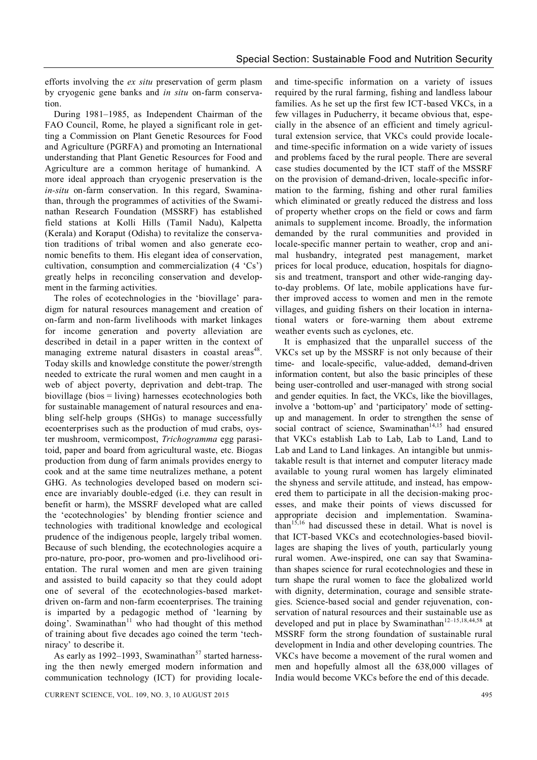efforts involving the *ex situ* preservation of germ plasm by cryogenic gene banks and *in situ* on-farm conservation.

During 1981–1985, as Independent Chairman of the FAO Council, Rome, he played a significant role in getting a Commission on Plant Genetic Resources for Food and Agriculture (PGRFA) and promoting an International understanding that Plant Genetic Resources for Food and Agriculture are a common heritage of humankind. A more ideal approach than cryogenic preservation is the *in-situ* on-farm conservation. In this regard, Swaminathan, through the programmes of activities of the Swaminathan Research Foundation (MSSRF) has established field stations at Kolli Hills (Tamil Nadu), Kalpetta (Kerala) and Koraput (Odisha) to revitalize the conservation traditions of tribal women and also generate economic benefits to them. His elegant idea of conservation, cultivation, consumption and commercialization (4 'Cs') greatly helps in reconciling conservation and development in the farming activities.

The roles of ecotechnologies in the 'biovillage' paradigm for natural resources management and creation of on-farm and non-farm livelihoods with market linkages for income generation and poverty alleviation are described in detail in a paper written in the context of managing extreme natural disasters in coastal areas[48]. Today skills and knowledge constitute the power/strength needed to extricate the rural women and men caught in a web of abject poverty, deprivation and debt-trap. The biovillage (bios = living) harnesses ecotechnologies both for sustainable management of natural resources and enabling self-help groups (SHGs) to manage successfully ecoenterprises such as the production of mud crabs, oyster mushroom, vermicompost, *Trichogramma* egg parasitoid, paper and board from agricultural waste, etc. Biogas production from dung of farm animals provides energy to cook and at the same time neutralizes methane, a potent GHG. As technologies developed based on modern science are invariably double-edged (i.e. they can result in benefit or harm), the MSSRF developed what are called the 'ecotechnologies' by blending frontier science and technologies with traditional knowledge and ecological prudence of the indigenous people, largely tribal women. Because of such blending, the ecotechnologies acquire a pro-nature, pro-poor, pro-women and pro-livelihood orientation. The rural women and men are given training and assisted to build capacity so that they could adopt one of several of the ecotechnologies-based market-driven on-farm and non-farm ecoenterprises. The training is imparted by a pedagogic method of 'learning by doing'. Swaminathan[11] who had thought of this method of training about five decades ago coined the term 'techniracy' to describe it.

As early as 1992–1993, Swaminathan[57] started harnessing the then newly emerged modern information and communication technology (ICT) for providing locale- and time-specific information on a variety of issues required by the rural farming, fishing and landless labour families. As he set up the first few ICT-based VKCs, in a few villages in Puducherry, it became obvious that, especially in the absence of an efficient and timely agricultural extension service, that VKCs could provide locale- and time-specific information on a wide variety of issues and problems faced by the rural people. There are several case studies documented by the ICT staff of the MSSRF on the provision of demand-driven, locale-specific information to the farming, fishing and other rural families which eliminated or greatly reduced the distress and loss of property whether crops on the field or cows and farm animals to supplement income. Broadly, the information demanded by the rural communities and provided in locale-specific manner pertain to weather, crop and animal husbandry, integrated pest management, market prices for local produce, education, hospitals for diagnosis and treatment, transport and other wide-ranging day-to-day problems. Of late, mobile applications have further improved access to women and men in the remote villages, and guiding fishers on their location in international waters or fore-warning them about extreme weather events such as cyclones, etc.

It is emphasized that the unparallel success of the VKCs set up by the MSSRF is not only because of their time- and locale-specific, value-added, demand-driven information content, but also the basic principles of these being user-controlled and user-managed with strong social and gender equities. In fact, the VKCs, like the biovillages, involve a 'bottom-up' and 'participatory' mode of setting-up and management. In order to strengthen the sense of social contract of science, Swaminathan[14,15] had ensured that VKCs establish Lab to Lab, Lab to Land, Land to Lab and Land to Land linkages. An intangible but unmistakable result is that internet and computer literacy made available to young rural women has largely eliminated the shyness and servile attitude, and instead, has empowered them to participate in all the decision-making processes, and make their points of views discussed for appropriate decision and implementation. Swaminathan[15,16] had discussed these in detail. What is novel is that ICT-based VKCs and ecotechnologies-based biovillages are shaping the lives of youth, particularly young rural women. Awe-inspired, one can say that Swaminathan shapes science for rural ecotechnologies and these in turn shape the rural women to face the globalized world with dignity, determination, courage and sensible strategies. Science-based social and gender rejuvenation, conservation of natural resources and their sustainable use as developed and put in place by Swaminathan[12–15,18,44,58] at MSSRF form the strong foundation of sustainable rural development in India and other developing countries. The VKCs have become a movement of the rural women and men and hopefully almost all the 638,000 villages of India would become VKCs before the end of this decade.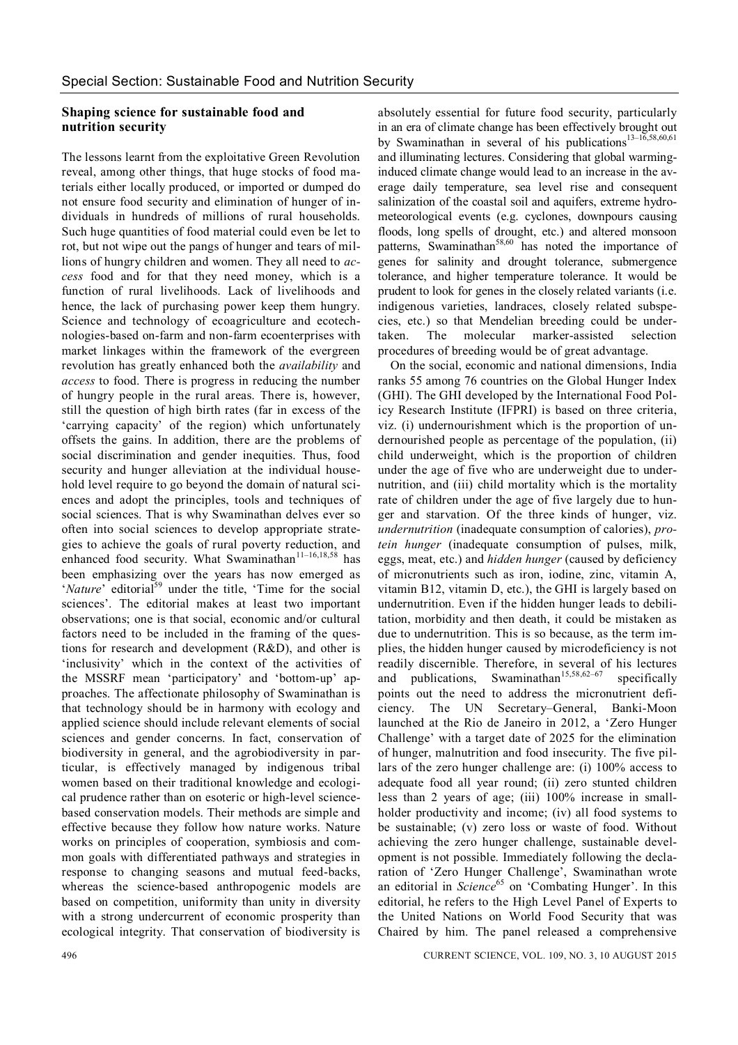## Shaping science for sustainable food and nutrition security

The lessons learnt from the exploitative Green Revolution reveal, among other things, that huge stocks of food materials either locally produced, or imported or dumped do not ensure food security and elimination of hunger of individuals in hundreds of millions of rural households. Such huge quantities of food material could even be let to rot, but not wipe out the pangs of hunger and tears of millions of hungry children and women. They all need to *access* food and for that they need money, which is a function of rural livelihoods. Lack of livelihoods and hence, the lack of purchasing power keep them hungry. Science and technology of ecoagriculture and ecotechnologies-based on-farm and non-farm ecoenterprises with market linkages within the framework of the evergreen revolution has greatly enhanced both the *availability* and *access* to food. There is progress in reducing the number of hungry people in the rural areas. There is, however, still the question of high birth rates (far in excess of the 'carrying capacity' of the region) which unfortunately offsets the gains. In addition, there are the problems of social discrimination and gender inequities. Thus, food security and hunger alleviation at the individual household level require to go beyond the domain of natural sciences and adopt the principles, tools and techniques of social sciences. That is why Swaminathan delves ever so often into social sciences to develop appropriate strategies to achieve the goals of rural poverty reduction, and enhanced food security. What Swaminathan[11–16,18,58] has been emphasizing over the years has now emerged as '*Nature*' editorial[59] under the title, 'Time for the social sciences'. The editorial makes at least two important observations; one is that social, economic and/or cultural factors need to be included in the framing of the questions for research and development (R&D), and other is 'inclusivity' which in the context of the activities of the MSSRF mean 'participatory' and 'bottom-up' approaches. The affectionate philosophy of Swaminathan is that technology should be in harmony with ecology and applied science should include relevant elements of social sciences and gender concerns. In fact, conservation of biodiversity in general, and the agrobiodiversity in particular, is effectively managed by indigenous tribal women based on their traditional knowledge and ecological prudence rather than on esoteric or high-level science-based conservation models. Their methods are simple and effective because they follow how nature works. Nature works on principles of cooperation, symbiosis and common goals with differentiated pathways and strategies in response to changing seasons and mutual feed-backs, whereas the science-based anthropogenic models are based on competition, uniformity than unity in diversity with a strong undercurrent of economic prosperity than ecological integrity. That conservation of biodiversity is absolutely essential for future food security, particularly in an era of climate change has been effectively brought out by Swaminathan in several of his publications[13–16,58,60,61] and illuminating lectures. Considering that global warming-induced climate change would lead to an increase in the average daily temperature, sea level rise and consequent salinization of the coastal soil and aquifers, extreme hydrometeorological events (e.g. cyclones, downpours causing floods, long spells of drought, etc.) and altered monsoon patterns, Swaminathan[58,60] has noted the importance of genes for salinity and drought tolerance, submergence tolerance, and higher temperature tolerance. It would be prudent to look for genes in the closely related variants (i.e. indigenous varieties, landraces, closely related subspecies, etc.) so that Mendelian breeding could be undertaken. The molecular marker-assisted selection procedures of breeding would be of great advantage.

On the social, economic and national dimensions, India ranks 55 among 76 countries on the Global Hunger Index (GHI). The GHI developed by the International Food Policy Research Institute (IFPRI) is based on three criteria, viz. (i) undernourishment which is the proportion of undernourished people as percentage of the population, (ii) child underweight, which is the proportion of children under the age of five who are underweight due to undernutrition, and (iii) child mortality which is the mortality rate of children under the age of five largely due to hunger and starvation. Of the three kinds of hunger, viz. *undernutrition* (inadequate consumption of calories), *protein hunger* (inadequate consumption of pulses, milk, eggs, meat, etc.) and *hidden hunger* (caused by deficiency of micronutrients such as iron, iodine, zinc, vitamin A, vitamin B12, vitamin D, etc.), the GHI is largely based on undernutrition. Even if the hidden hunger leads to debilitation, morbidity and then death, it could be mistaken as due to undernutrition. This is so because, as the term implies, the hidden hunger caused by microdeficiency is not readily discernible. Therefore, in several of his lectures and publications, Swaminathan[15,58,62–67] specifically points out the need to address the micronutrient deficiency. The UN Secretary–General, Banki-Moon launched at the Rio de Janeiro in 2012, a 'Zero Hunger Challenge' with a target date of 2025 for the elimination of hunger, malnutrition and food insecurity. The five pillars of the zero hunger challenge are: (i) 100% access to adequate food all year round; (ii) zero stunted children less than 2 years of age; (iii) 100% increase in smallholder productivity and income; (iv) all food systems to be sustainable; (v) zero loss or waste of food. Without achieving the zero hunger challenge, sustainable development is not possible. Immediately following the declaration of 'Zero Hunger Challenge', Swaminathan wrote an editorial in *Science*[65] on 'Combating Hunger'. In this editorial, he refers to the High Level Panel of Experts to the United Nations on World Food Security that was Chaired by him. The panel released a comprehensive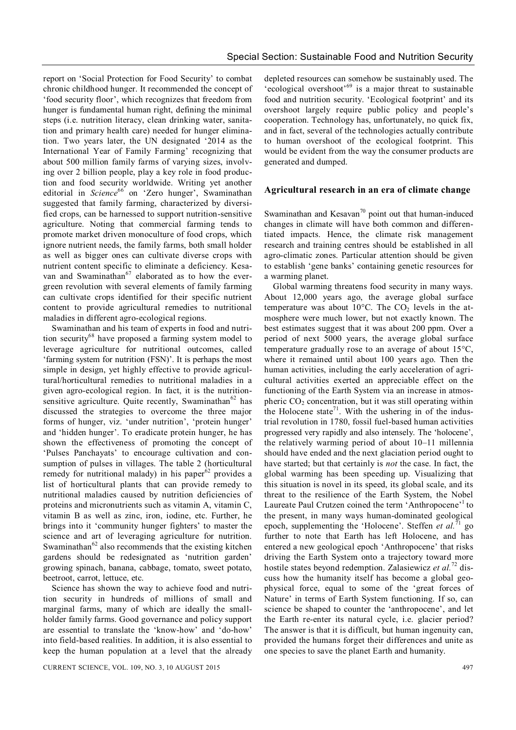report on 'Social Protection for Food Security' to combat chronic childhood hunger. It recommended the concept of 'food security floor', which recognizes that freedom from hunger is fundamental human right, defining the minimal steps (i.e. nutrition literacy, clean drinking water, sanitation and primary health care) needed for hunger elimination. Two years later, the UN designated '2014 as the International Year of Family Farming' recognizing that about 500 million family farms of varying sizes, involving over 2 billion people, play a key role in food production and food security worldwide. Writing yet another editorial in *Science*[66] on 'Zero hunger', Swaminathan suggested that family farming, characterized by diversified crops, can be harnessed to support nutrition-sensitive agriculture. Noting that commercial farming tends to promote market driven monoculture of food crops, which ignore nutrient needs, the family farms, both small holder as well as bigger ones can cultivate diverse crops with nutrient content specific to eliminate a deficiency. Kesavan and Swaminathan[67] elaborated as to how the evergreen revolution with several elements of family farming can cultivate crops identified for their specific nutrient content to provide agricultural remedies to nutritional maladies in different agro-ecological regions.

Swaminathan and his team of experts in food and nutrition security[68] have proposed a farming system model to leverage agriculture for nutritional outcomes, called 'farming system for nutrition (FSN)'. It is perhaps the most simple in design, yet highly effective to provide agricultural/horticultural remedies to nutritional maladies in a given agro-ecological region. In fact, it is the nutrition-sensitive agriculture. Quite recently, Swaminathan[62] has discussed the strategies to overcome the three major forms of hunger, viz. 'under nutrition', 'protein hunger' and 'hidden hunger'. To eradicate protein hunger, he has shown the effectiveness of promoting the concept of 'Pulses Panchayats' to encourage cultivation and consumption of pulses in villages. The table 2 (horticultural remedy for nutritional malady) in his paper[62] provides a list of horticultural plants that can provide remedy to nutritional maladies caused by nutrition deficiencies of proteins and micronutrients such as vitamin A, vitamin C, vitamin B as well as zinc, iron, iodine, etc. Further, he brings into it 'community hunger fighters' to master the science and art of leveraging agriculture for nutrition. Swaminathan[62] also recommends that the existing kitchen gardens should be redesignated as 'nutrition garden' growing spinach, banana, cabbage, tomato, sweet potato, beetroot, carrot, lettuce, etc.

Science has shown the way to achieve food and nutrition security in hundreds of millions of small and marginal farms, many of which are ideally the smallholder family farms. Good governance and policy support are essential to translate the 'know-how' and 'do-how' into field-based realities. In addition, it is also essential to keep the human population at a level that the already depleted resources can somehow be sustainably used. The 'ecological overshoot'[69] is a major threat to sustainable food and nutrition security. 'Ecological footprint' and its overshoot largely require public policy and people's cooperation. Technology has, unfortunately, no quick fix, and in fact, several of the technologies actually contribute to human overshoot of the ecological footprint. This would be evident from the way the consumer products are generated and dumped.

## Agricultural research in an era of climate change

Swaminathan and Kesavan[70] point out that human-induced changes in climate will have both common and differentiated impacts. Hence, the climate risk management research and training centres should be established in all agro-climatic zones. Particular attention should be given to establish 'gene banks' containing genetic resources for a warming planet.

Global warming threatens food security in many ways. About 12,000 years ago, the average global surface temperature was about 10°C. The $CO_2$ levels in the atmosphere were much lower, but not exactly known. The best estimates suggest that it was about 200 ppm. Over a period of next 5000 years, the average global surface temperature gradually rose to an average of about 15°C, where it remained until about 100 years ago. Then the human activities, including the early acceleration of agricultural activities exerted an appreciable effect on the functioning of the Earth System via an increase in atmospheric $CO_2$ concentration, but it was still operating within the Holocene state[71]. With the ushering in of the industrial revolution in 1780, fossil fuel-based human activities progressed very rapidly and also intensely. The 'holocene', the relatively warming period of about 10–11 millennia should have ended and the next glaciation period ought to have started; but that certainly is *not* the case. In fact, the global warming has been speeding up. Visualizing that this situation is novel in its speed, its global scale, and its threat to the resilience of the Earth System, the Nobel Laureate Paul Crutzen coined the term 'Anthropocene'[1] to the present, in many ways human-dominated geological epoch, supplementing the 'Holocene'. Steffen *et al.*[71] go further to note that Earth has left Holocene, and has entered a new geological epoch 'Anthropocene' that risks driving the Earth System onto a trajectory toward more hostile states beyond redemption. Zalasiewicz *et al.*[72] discuss how the humanity itself has become a global geophysical force, equal to some of the 'great forces of Nature' in terms of Earth System functioning. If so, can science be shaped to counter the 'anthropocene', and let the Earth re-enter its natural cycle, i.e. glacier period? The answer is that it is difficult, but human ingenuity can, provided the humans forget their differences and unite as one species to save the planet Earth and humanity.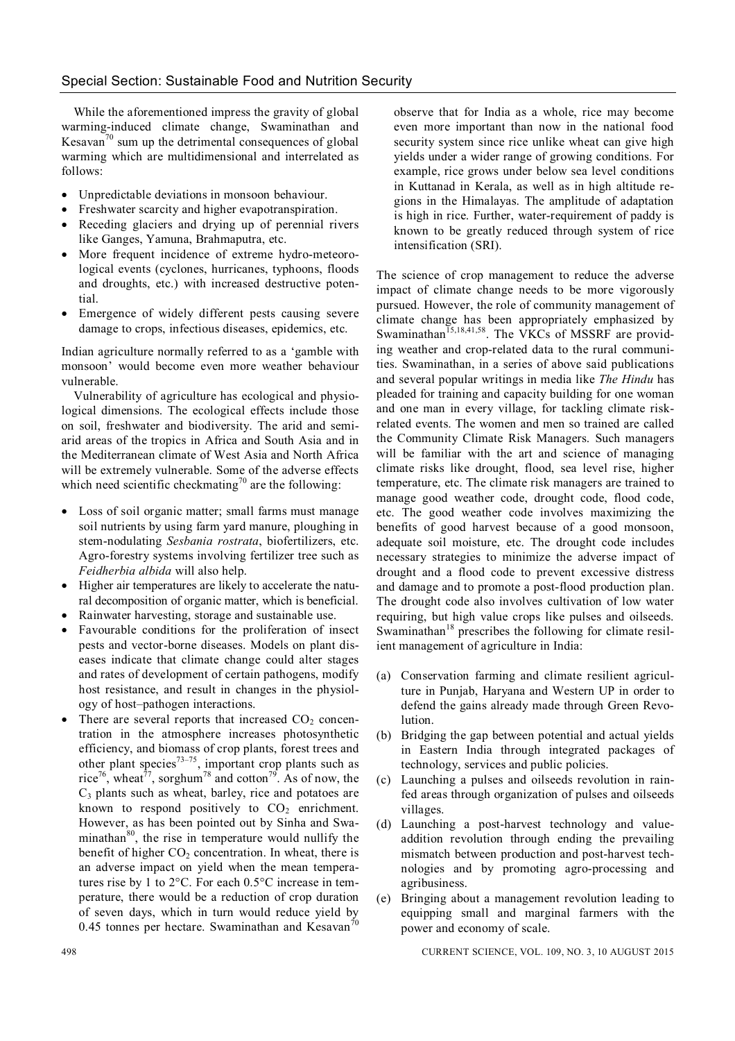While the aforementioned impress the gravity of global warming-induced climate change, Swaminathan and Kesavan[70] sum up the detrimental consequences of global warming which are multidimensional and interrelated as follows:

- Unpredictable deviations in monsoon behaviour.
- Freshwater scarcity and higher evapotranspiration.
- Receding glaciers and drying up of perennial rivers like Ganges, Yamuna, Brahmaputra, etc.
- More frequent incidence of extreme hydro-meteorological events (cyclones, hurricanes, typhoons, floods and droughts, etc.) with increased destructive potential.
- Emergence of widely different pests causing severe damage to crops, infectious diseases, epidemics, etc.

Indian agriculture normally referred to as a 'gamble with monsoon' would become even more weather behaviour vulnerable.

Vulnerability of agriculture has ecological and physiological dimensions. The ecological effects include those on soil, freshwater and biodiversity. The arid and semi-arid areas of the tropics in Africa and South Asia and in the Mediterranean climate of West Asia and North Africa will be extremely vulnerable. Some of the adverse effects which need scientific checkmating[70] are the following:

- Loss of soil organic matter; small farms must manage soil nutrients by using farm yard manure, ploughing in stem-nodulating *Sesbania rostrata*, biofertilizers, etc. Agro-forestry systems involving fertilizer tree such as *Feidherbia albida* will also help.
- Higher air temperatures are likely to accelerate the natural decomposition of organic matter, which is beneficial.
- Rainwater harvesting, storage and sustainable use.
- Favourable conditions for the proliferation of insect pests and vector-borne diseases. Models on plant diseases indicate that climate change could alter stages and rates of development of certain pathogens, modify host resistance, and result in changes in the physiology of host–pathogen interactions.
- There are several reports that increased $CO_2$ concentration in the atmosphere increases photosynthetic efficiency, and biomass of crop plants, forest trees and other plant species[73–75], important crop plants such as rice[76], wheat[77], sorghum[78] and cotton[79]. As of now, the $C_3$ plants such as wheat, barley, rice and potatoes are known to respond positively to $CO_2$ enrichment. However, as has been pointed out by Sinha and Swaminathan[80], the rise in temperature would nullify the benefit of higher $CO_2$ concentration. In wheat, there is an adverse impact on yield when the mean temperatures rise by 1 to 2°C. For each 0.5°C increase in temperature, there would be a reduction of crop duration of seven days, which in turn would reduce yield by 0.45 tonnes per hectare. Swaminathan and Kesavan[70] observe that for India as a whole, rice may become even more important than now in the national food security system since rice unlike wheat can give high yields under a wider range of growing conditions. For example, rice grows under below sea level conditions in Kuttanad in Kerala, as well as in high altitude regions in the Himalayas. The amplitude of adaptation is high in rice. Further, water-requirement of paddy is known to be greatly reduced through system of rice intensification (SRI).

The science of crop management to reduce the adverse impact of climate change needs to be more vigorously pursued. However, the role of community management of climate change has been appropriately emphasized by Swaminathan[15,18,41,58]. The VKCs of MSSRF are providing weather and crop-related data to the rural communities. Swaminathan, in a series of above said publications and several popular writings in media like *The Hindu* has pleaded for training and capacity building for one woman and one man in every village, for tackling climate risk-related events. The women and men so trained are called the Community Climate Risk Managers. Such managers will be familiar with the art and science of managing climate risks like drought, flood, sea level rise, higher temperature, etc. The climate risk managers are trained to manage good weather code, drought code, flood code, etc. The good weather code involves maximizing the benefits of good harvest because of a good monsoon, adequate soil moisture, etc. The drought code includes necessary strategies to minimize the adverse impact of drought and a flood code to prevent excessive distress and damage and to promote a post-flood production plan. The drought code also involves cultivation of low water requiring, but high value crops like pulses and oilseeds. Swaminathan[18] prescribes the following for climate resilient management of agriculture in India:

(a) Conservation farming and climate resilient agriculture in Punjab, Haryana and Western UP in order to defend the gains already made through Green Revolution.
(b) Bridging the gap between potential and actual yields in Eastern India through integrated packages of technology, services and public policies.
(c) Launching a pulses and oilseeds revolution in rainfed areas through organization of pulses and oilseeds villages.
(d) Launching a post-harvest technology and value-addition revolution through ending the prevailing mismatch between production and post-harvest technologies and by promoting agro-processing and agribusiness.
(e) Bringing about a management revolution leading to equipping small and marginal farmers with the power and economy of scale.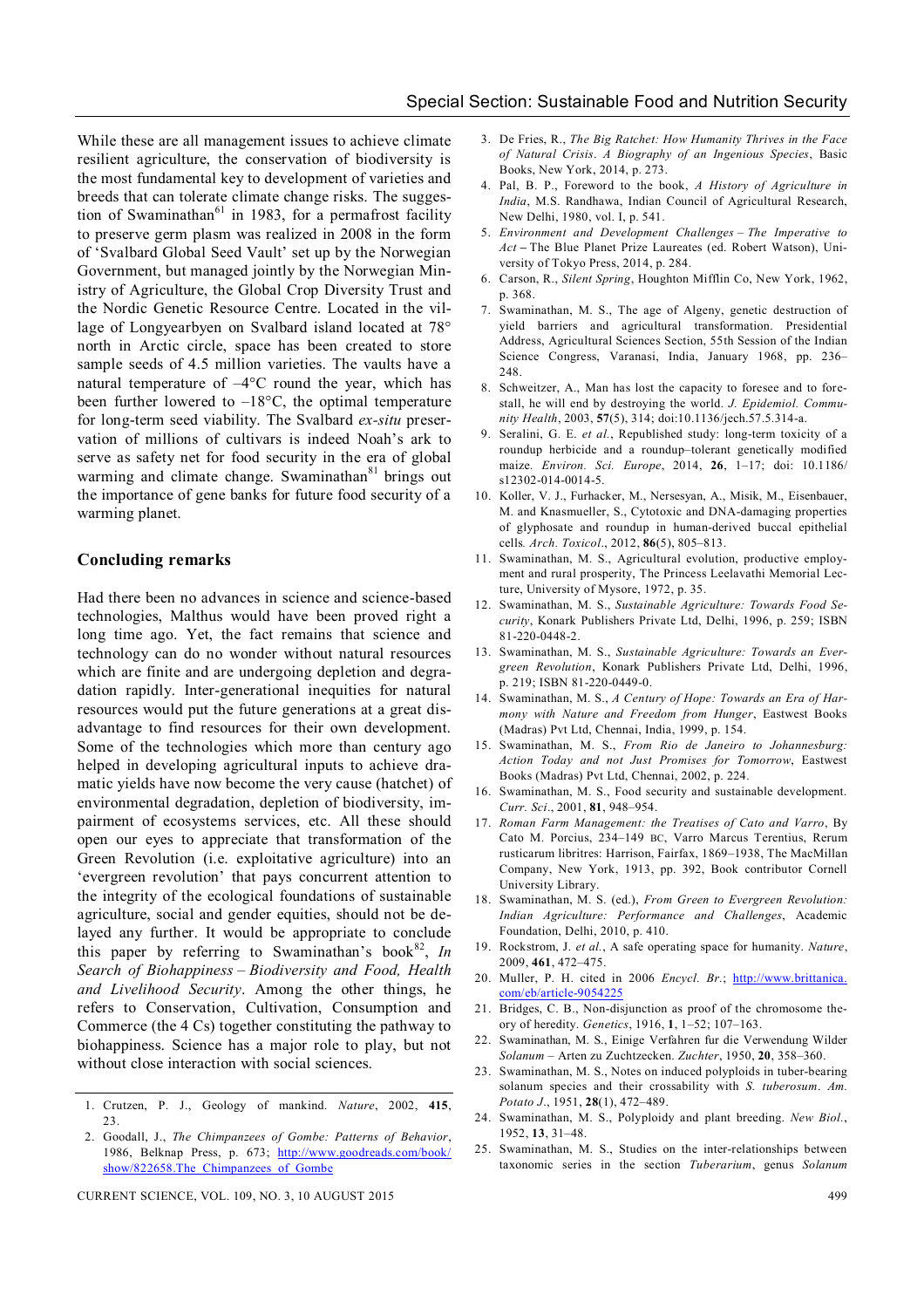While these are all management issues to achieve climate resilient agriculture, the conservation of biodiversity is the most fundamental key to development of varieties and breeds that can tolerate climate change risks. The suggestion of Swaminathan[61] in 1983, for a permafrost facility to preserve germ plasm was realized in 2008 in the form of 'Svalbard Global Seed Vault' set up by the Norwegian Government, but managed jointly by the Norwegian Ministry of Agriculture, the Global Crop Diversity Trust and the Nordic Genetic Resource Centre. Located in the village of Longyearbyen on Svalbard island located at 78° north in Arctic circle, space has been created to store sample seeds of 4.5 million varieties. The vaults have a natural temperature of –4°C round the year, which has been further lowered to –18°C, the optimal temperature for long-term seed viability. The Svalbard *ex-situ* preservation of millions of cultivars is indeed Noah's ark to serve as safety net for food security in the era of global warming and climate change. Swaminathan[81] brings out the importance of gene banks for future food security of a warming planet.

## Concluding remarks

Had there been no advances in science and science-based technologies, Malthus would have been proved right a long time ago. Yet, the fact remains that science and technology can do no wonder without natural resources which are finite and are undergoing depletion and degradation rapidly. Inter-generational inequities for natural resources would put the future generations at a great disadvantage to find resources for their own development. Some of the technologies which more than century ago helped in developing agricultural inputs to achieve dramatic yields have now become the very cause (hatchet) of environmental degradation, depletion of biodiversity, impairment of ecosystems services, etc. All these should open our eyes to appreciate that transformation of the Green Revolution (i.e. exploitative agriculture) into an 'evergreen revolution' that pays concurrent attention to the integrity of the ecological foundations of sustainable agriculture, social and gender equities, should not be delayed any further. It would be appropriate to conclude this paper by referring to Swaminathan's book[82], *In Search of Biohappiness – Biodiversity and Food, Health and Livelihood Security*. Among the other things, he refers to Conservation, Cultivation, Consumption and Commerce (the 4 Cs) together constituting the pathway to biohappiness. Science has a major role to play, but not without close interaction with social sciences.

1. Crutzen, P. J., Geology of mankind. *Nature*, 2002, **415**, 23.
2. Goodall, J., *The Chimpanzees of Gombe: Patterns of Behavior*, 1986, Belknap Press, p. 673; http://www.goodreads.com/book/show/822658.The_Chimpanzees_of_Gombe
3. De Fries, R., *The Big Ratchet: How Humanity Thrives in the Face of Natural Crisis. A Biography of an Ingenious Species*, Basic Books, New York, 2014, p. 273.
4. Pal, B. P., Foreword to the book, *A History of Agriculture in India*, M.S. Randhawa, Indian Council of Agricultural Research, New Delhi, 1980, vol. I, p. 541.
5. *Environment and Development Challenges – The Imperative to Act* – The Blue Planet Prize Laureates (ed. Robert Watson), University of Tokyo Press, 2014, p. 284.
6. Carson, R., *Silent Spring*, Houghton Mifflin Co, New York, 1962, p. 368.
7. Swaminathan, M. S., The age of Algeny, genetic destruction of yield barriers and agricultural transformation. Presidential Address, Agricultural Sciences Section, 55th Session of the Indian Science Congress, Varanasi, India, January 1968, pp. 236–248.
8. Schweitzer, A., Man has lost the capacity to foresee and to forestall, he will end by destroying the world. *J. Epidemiol. Community Health*, 2003, **57**(5), 314; doi:10.1136/jech.57.5.314-a.
9. Seralini, G. E. *et al.*, Republished study: long-term toxicity of a roundup herbicide and a roundup–tolerant genetically modified maize. *Environ. Sci. Europe*, 2014, **26**, 1–17; doi: 10.1186/s12302-014-0014-5.
10. Koller, V. J., Furhacker, M., Nersesyan, A., Misik, M., Eisenbauer, M. and Knasmueller, S., Cytotoxic and DNA-damaging properties of glyphosate and roundup in human-derived buccal epithelial cells. *Arch. Toxicol*., 2012, **86**(5), 805–813.
11. Swaminathan, M. S., Agricultural evolution, productive employment and rural prosperity, The Princess Leelavathi Memorial Lecture, University of Mysore, 1972, p. 35.
12. Swaminathan, M. S., *Sustainable Agriculture: Towards Food Security*, Konark Publishers Private Ltd, Delhi, 1996, p. 259; ISBN 81-220-0448-2.
13. Swaminathan, M. S., *Sustainable Agriculture: Towards an Evergreen Revolution*, Konark Publishers Private Ltd, Delhi, 1996, p. 219; ISBN 81-220-0449-0.
14. Swaminathan, M. S., *A Century of Hope: Towards an Era of Harmony with Nature and Freedom from Hunger*, Eastwest Books (Madras) Pvt Ltd, Chennai, India, 1999, p. 154.
15. Swaminathan, M. S., *From Rio de Janeiro to Johannesburg: Action Today and not Just Promises for Tomorrow*, Eastwest Books (Madras) Pvt Ltd, Chennai, 2002, p. 224.
16. Swaminathan, M. S., Food security and sustainable development. *Curr. Sci*., 2001, **81**, 948–954.
17. *Roman Farm Management: the Treatises of Cato and Varro*, By Cato M. Porcius, 234–149 BC, Varro Marcus Terentius, Rerum rusticarum libritres: Harrison, Fairfax, 1869–1938, The MacMillan Company, New York, 1913, pp. 392, Book contributor Cornell University Library.
18. Swaminathan, M. S. (ed.), *From Green to Evergreen Revolution: Indian Agriculture: Performance and Challenges*, Academic Foundation, Delhi, 2010, p. 410.
19. Rockstrom, J. *et al.*, A safe operating space for humanity. *Nature*, 2009, **461**, 472–475.
20. Muller, P. H. cited in 2006 *Encycl. Br.*; http://www.brittanica.com/eb/article-9054225
21. Bridges, C. B., Non-disjunction as proof of the chromosome theory of heredity. *Genetics*, 1916, **1**, 1–52; 107–163.
22. Swaminathan, M. S., Einige Verfahren fur die Verwendung Wilder *Solanum* – Arten zu Zuchtzecken. *Zuchter*, 1950, **20**, 358–360.
23. Swaminathan, M. S., Notes on induced polyploids in tuber-bearing solanum species and their crossability with *S. tuberosum*. *Am. Potato J*., 1951, **28**(1), 472–489.
24. Swaminathan, M. S., Polyploidy and plant breeding. *New Biol.*, 1952, **13**, 31–48.
25. Swaminathan, M. S., Studies on the inter-relationships between taxonomic series in the section *Tuberarium*, genus *Solanum*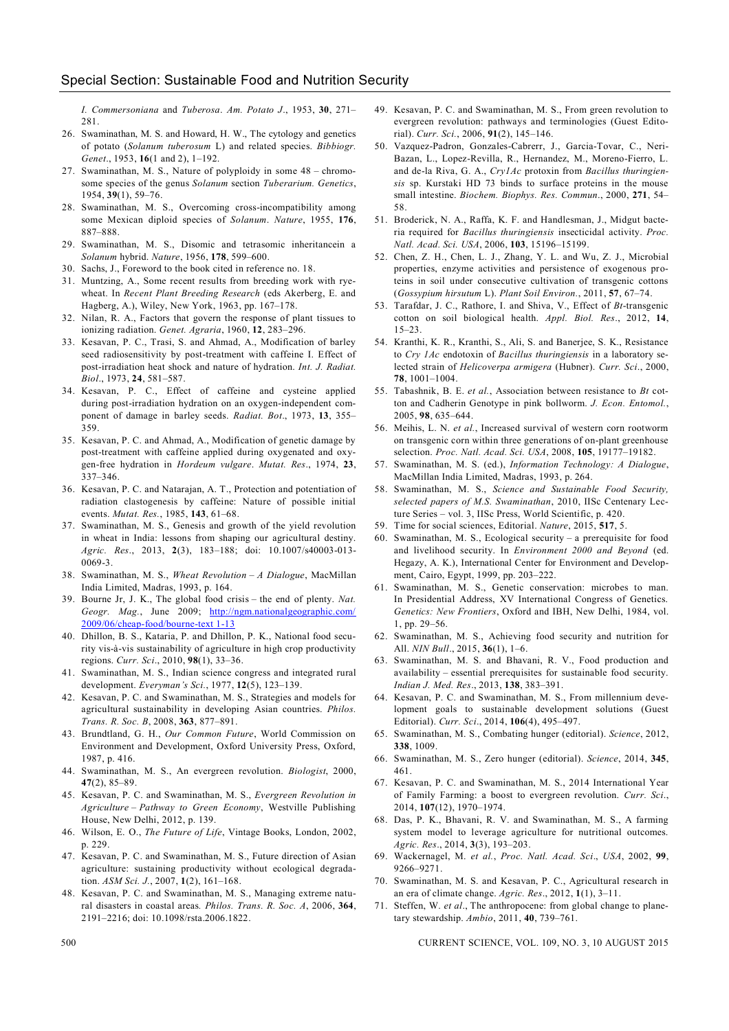*I. Commersoniana* and *Tuberosa*. *Am. Potato J*., 1953, **30**, 271–281.

26. Swaminathan, M. S. and Howard, H. W., The cytology and genetics of potato (*Solanum tuberosum* L) and related species. *Bibbiogr. Genet*., 1953, **16**(1 and 2), 1–192.
27. Swaminathan, M. S., Nature of polyploidy in some 48 – chromosome species of the genus *Solanum* section *Tuberarium. Genetics*, 1954, **39**(1), 59–76.
28. Swaminathan, M. S., Overcoming cross-incompatibility among some Mexican diploid species of *Solanum*. *Nature*, 1955, **176**, 887–888.
29. Swaminathan, M. S., Disomic and tetrasomic inheritancein a *Solanum* hybrid. *Nature*, 1956, **178**, 599–600.
30. Sachs, J., Foreword to the book cited in reference no. 18.
31. Muntzing, A., Some recent results from breeding work with ryewheat. In *Recent Plant Breeding Research* (eds Akerberg, E. and Hagberg, A.), Wiley, New York, 1963, pp. 167–178.
32. Nilan, R. A., Factors that govern the response of plant tissues to ionizing radiation. *Genet. Agraria*, 1960, **12**, 283–296.
33. Kesavan, P. C., Trasi, S. and Ahmad, A., Modification of barley seed radiosensitivity by post-treatment with caffeine I. Effect of post-irradiation heat shock and nature of hydration. *Int. J. Radiat. Biol*., 1973, **24**, 581–587.
34. Kesavan, P. C., Effect of caffeine and cysteine applied during post-irradiation hydration on an oxygen-independent component of damage in barley seeds. *Radiat. Bot*., 1973, **13**, 355–359.
35. Kesavan, P. C. and Ahmad, A., Modification of genetic damage by post-treatment with caffeine applied during oxygenated and oxygen-free hydration in *Hordeum vulgare*. *Mutat. Res*., 1974, **23**, 337–346.
36. Kesavan, P. C. and Natarajan, A. T., Protection and potentiation of radiation clastogenesis by caffeine: Nature of possible initial events. *Mutat. Res.*, 1985, **143**, 61–68.
37. Swaminathan, M. S., Genesis and growth of the yield revolution in wheat in India: lessons from shaping our agricultural destiny. *Agric. Res*., 2013, **2**(3), 183–188; doi: 10.1007/s40003-013-0069-3.
38. Swaminathan, M. S., *Wheat Revolution – A Dialogue*, MacMillan India Limited, Madras, 1993, p. 164.
39. Bourne Jr, J. K., The global food crisis – the end of plenty. *Nat. Geogr. Mag.*, June 2009; http://ngm.nationalgeographic.com/2009/06/cheap-food/bourne-text 1-13
40. Dhillon, B. S., Kataria, P. and Dhillon, P. K., National food security vis-à-vis sustainability of agriculture in high crop productivity regions. *Curr. Sci*., 2010, **98**(1), 33–36.
41. Swaminathan, M. S., Indian science congress and integrated rural development. *Everyman's Sci*., 1977, **12**(5), 123–139.
42. Kesavan, P. C. and Swaminathan, M. S., Strategies and models for agricultural sustainability in developing Asian countries. *Philos. Trans. R. Soc. B*, 2008, **363**, 877–891.
43. Brundtland, G. H., *Our Common Future*, World Commission on Environment and Development, Oxford University Press, Oxford, 1987, p. 416.
44. Swaminathan, M. S., An evergreen revolution. *Biologist*, 2000, **47**(2), 85–89.
45. Kesavan, P. C. and Swaminathan, M. S., *Evergreen Revolution in Agriculture – Pathway to Green Economy*, Westville Publishing House, New Delhi, 2012, p. 139.
46. Wilson, E. O., *The Future of Life*, Vintage Books, London, 2002, p. 229.
47. Kesavan, P. C. and Swaminathan, M. S., Future direction of Asian agriculture: sustaining productivity without ecological degradation. *ASM Sci. J.*, 2007, **1**(2), 161–168.
48. Kesavan, P. C. and Swaminathan, M. S., Managing extreme natural disasters in coastal areas. *Philos. Trans. R. Soc. A*, 2006, **364**, 2191–2216; doi: 10.1098/rsta.2006.1822.
49. Kesavan, P. C. and Swaminathan, M. S., From green revolution to evergreen revolution: pathways and terminologies (Guest Editorial). *Curr. Sci.*, 2006, **91**(2), 145–146.
50. Vazquez-Padron, Gonzales-Cabrerr, J., Garcia-Tovar, C., Neri-Bazan, L., Lopez-Revilla, R., Hernandez, M., Moreno-Fierro, L. and de-la Riva, G. A., *Cry1Ac* protoxin from *Bacillus thuringiensis* sp. Kurstaki HD 73 binds to surface proteins in the mouse small intestine. *Biochem. Biophys. Res. Commun*., 2000, **271**, 54–58.
51. Broderick, N. A., Raffa, K. F. and Handlesman, J., Midgut bacteria required for *Bacillus thuringiensis* insecticidal activity. *Proc. Natl. Acad. Sci. USA*, 2006, **103**, 15196–15199.
52. Chen, Z. H., Chen, L. J., Zhang, Y. L. and Wu, Z. J., Microbial properties, enzyme activities and persistence of exogenous proteins in soil under consecutive cultivation of transgenic cottons (*Gossypium hirsutum* L). *Plant Soil Environ*., 2011, **57**, 67–74.
53. Tarafdar, J. C., Rathore, I. and Shiva, V., Effect of *Bt*-transgenic cotton on soil biological health. *Appl. Biol. Res*., 2012, **14**, 15–23.
54. Kranthi, K. R., Kranthi, S., Ali, S. and Banerjee, S. K., Resistance to *Cry 1Ac* endotoxin of *Bacillus thuringiensis* in a laboratory selected strain of *Helicoverpa armigera* (Hubner). *Curr. Sci*., 2000, **78**, 1001–1004.
55. Tabashnik, B. E. *et al.*, Association between resistance to *Bt* cotton and Cadherin Genotype in pink bollworm. *J. Econ. Entomol.*, 2005, **98**, 635–644.
56. Meihis, L. N. *et al.*, Increased survival of western corn rootworm on transgenic corn within three generations of on-plant greenhouse selection. *Proc. Natl. Acad. Sci. USA*, 2008, **105**, 19177–19182.
57. Swaminathan, M. S. (ed.), *Information Technology: A Dialogue*, MacMillan India Limited, Madras, 1993, p. 264.
58. Swaminathan, M. S., *Science and Sustainable Food Security, selected papers of M.S. Swaminathan*, 2010, IISc Centenary Lecture Series – vol. 3, IISc Press, World Scientific, p. 420.
59. Time for social sciences, Editorial. *Nature*, 2015, **517**, 5.
60. Swaminathan, M. S., Ecological security – a prerequisite for food and livelihood security. In *Environment 2000 and Beyond* (ed. Hegazy, A. K.), International Center for Environment and Development, Cairo, Egypt, 1999, pp. 203–222.
61. Swaminathan, M. S., Genetic conservation: microbes to man. In Presidential Address, XV International Congress of Genetics. *Genetics: New Frontiers*, Oxford and IBH, New Delhi, 1984, vol. 1, pp. 29–56.
62. Swaminathan, M. S., Achieving food security and nutrition for All. *NIN Bull*., 2015, **36**(1), 1–6.
63. Swaminathan, M. S. and Bhavani, R. V., Food production and availability – essential prerequisites for sustainable food security. *Indian J. Med. Res*., 2013, **138**, 383–391.
64. Kesavan, P. C. and Swaminathan, M. S., From millennium development goals to sustainable development solutions (Guest Editorial). *Curr. Sci*., 2014, **106**(4), 495–497.
65. Swaminathan, M. S., Combating hunger (editorial). *Science*, 2012, **338**, 1009.
66. Swaminathan, M. S., Zero hunger (editorial). *Science*, 2014, **345**, 461.
67. Kesavan, P. C. and Swaminathan, M. S., 2014 International Year of Family Farming: a boost to evergreen revolution. *Curr. Sci*., 2014, **107**(12), 1970–1974.
68. Das, P. K., Bhavani, R. V. and Swaminathan, M. S., A farming system model to leverage agriculture for nutritional outcomes. *Agric. Res*., 2014, **3**(3), 193–203.
69. Wackernagel, M. *et al.*, *Proc. Natl. Acad. Sci*., *USA*, 2002, **99**, 9266–9271.
70. Swaminathan, M. S. and Kesavan, P. C., Agricultural research in an era of climate change. *Agric. Res*., 2012, **1**(1), 3–11.
71. Steffen, W. *et al*., The anthropocene: from global change to planetary stewardship. *Ambio*, 2011, **40**, 739–761.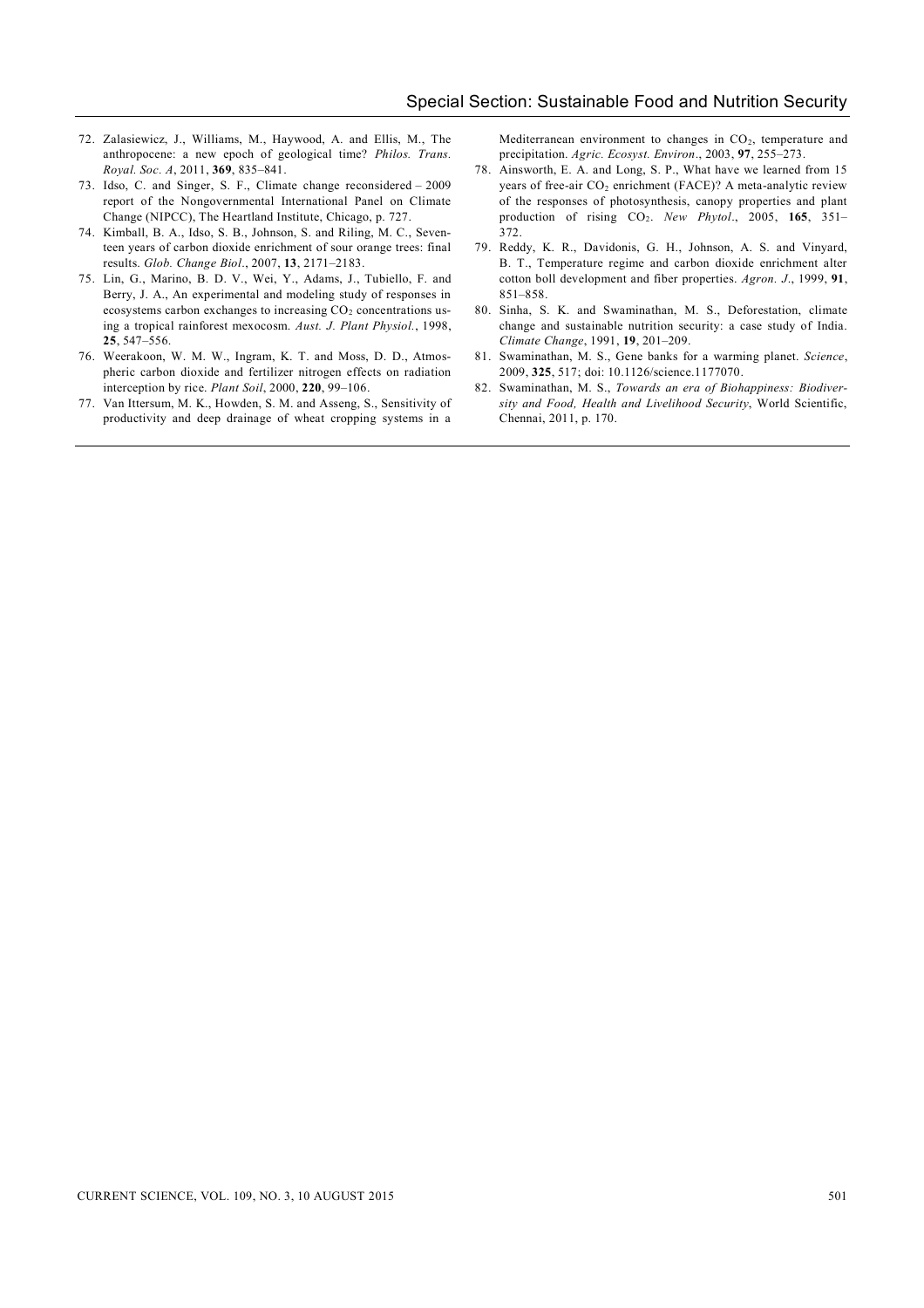72. Zalasiewicz, J., Williams, M., Haywood, A. and Ellis, M., The anthropocene: a new epoch of geological time? *Philos. Trans. Royal. Soc. A*, 2011, **369**, 835–841.
73. Idso, C. and Singer, S. F., Climate change reconsidered – 2009 report of the Nongovernmental International Panel on Climate Change (NIPCC), The Heartland Institute, Chicago, p. 727.
74. Kimball, B. A., Idso, S. B., Johnson, S. and Riling, M. C., Seventeen years of carbon dioxide enrichment of sour orange trees: final results. *Glob. Change Biol*., 2007, **13**, 2171–2183.
75. Lin, G., Marino, B. D. V., Wei, Y., Adams, J., Tubiello, F. and Berry, J. A., An experimental and modeling study of responses in ecosystems carbon exchanges to increasing $CO_2$ concentrations using a tropical rainforest mexocosm. *Aust. J. Plant Physiol.*, 1998, **25**, 547–556.
76. Weerakoon, W. M. W., Ingram, K. T. and Moss, D. D., Atmospheric carbon dioxide and fertilizer nitrogen effects on radiation interception by rice. *Plant Soil*, 2000, **220**, 99–106.
77. Van Ittersum, M. K., Howden, S. M. and Asseng, S., Sensitivity of productivity and deep drainage of wheat cropping systems in a Mediterranean environment to changes in $CO_2$, temperature and precipitation. *Agric. Ecosyst. Environ*., 2003, **97**, 255–273.
78. Ainsworth, E. A. and Long, S. P., What have we learned from 15 years of free-air $CO_2$ enrichment (FACE)? A meta-analytic review of the responses of photosynthesis, canopy properties and plant production of rising $CO_2$. *New Phytol*., 2005, **165**, 351–372.
79. Reddy, K. R., Davidonis, G. H., Johnson, A. S. and Vinyard, B. T., Temperature regime and carbon dioxide enrichment alter cotton boll development and fiber properties. *Agron. J*., 1999, **91**, 851–858.
80. Sinha, S. K. and Swaminathan, M. S., Deforestation, climate change and sustainable nutrition security: a case study of India. *Climate Change*, 1991, **19**, 201–209.
81. Swaminathan, M. S., Gene banks for a warming planet. *Science*, 2009, **325**, 517; doi: 10.1126/science.1177070.
82. Swaminathan, M. S., *Towards an era of Biohappiness: Biodiversity and Food, Health and Livelihood Security*, World Scientific, Chennai, 2011, p. 170.